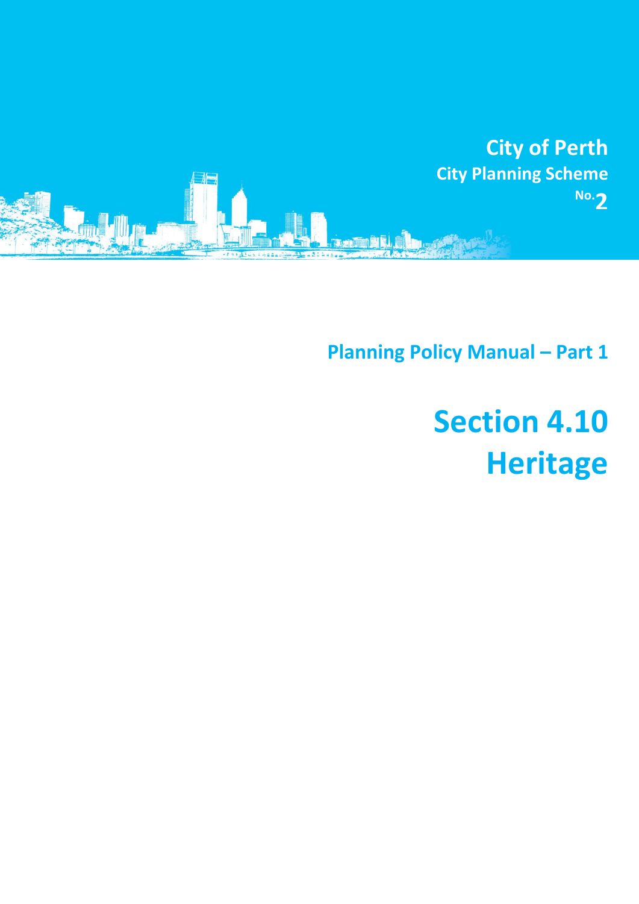# City of Perth

## City Planning Scheme No. 2

### Planning Policy Manual – Part 1

# Section 4.10 Heritage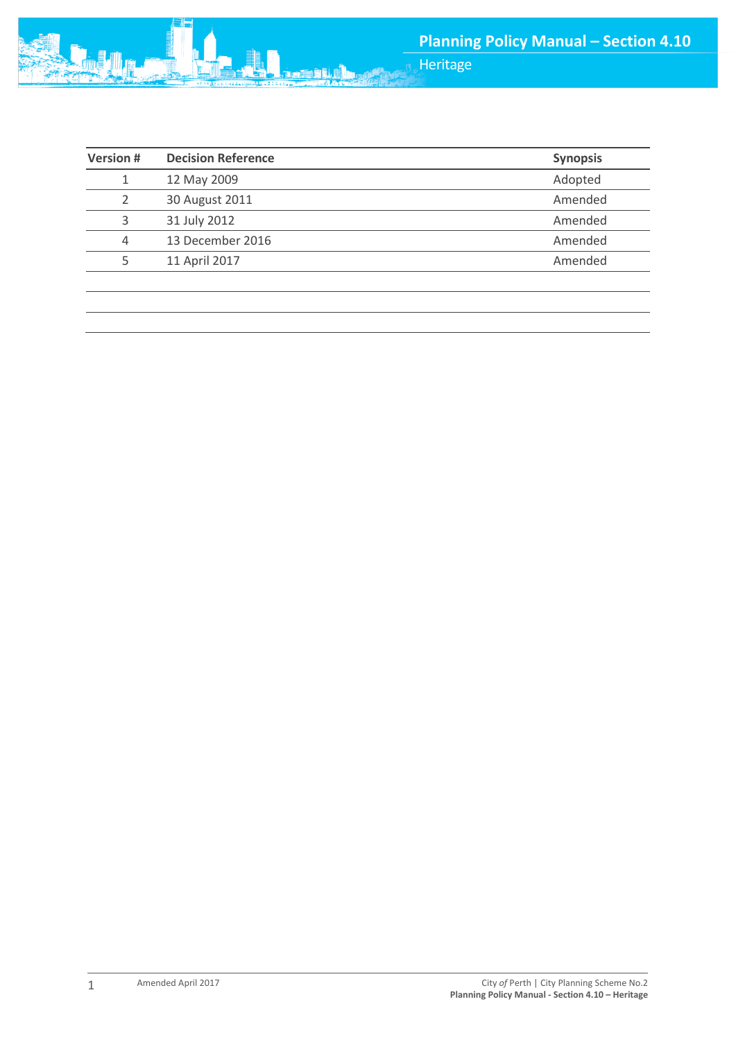| Version # | Decision Reference | Synopsis |
|---|---|---|
| 1 | 12 May 2009 | Adopted |
| 2 | 30 August 2011 | Amended |
| 3 | 31 July 2012 | Amended |
| 4 | 13 December 2016 | Amended |
| 5 | 11 April 2017 | Amended |
| | | |
| | | |
| | | |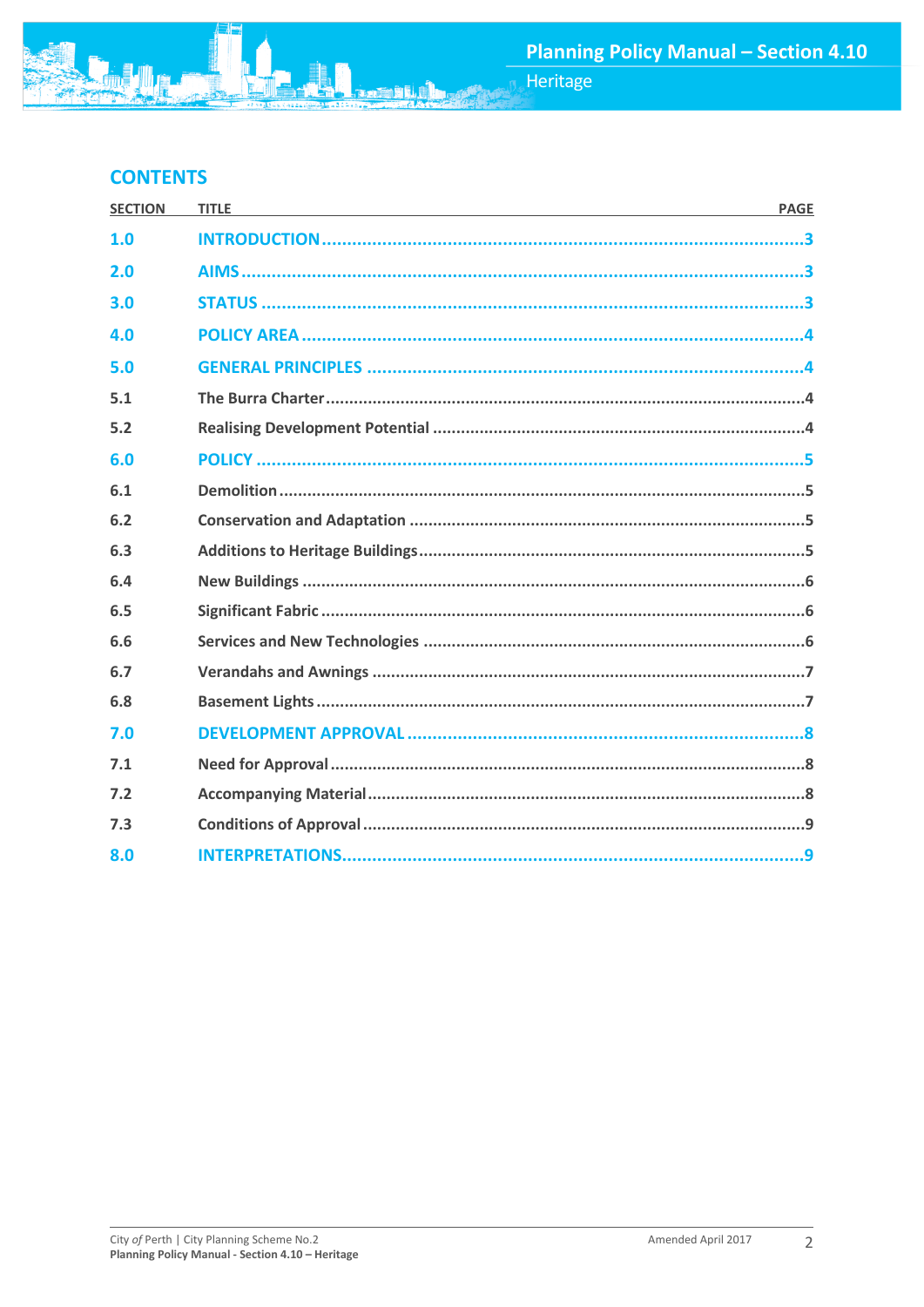## CONTENTS

| SECTION | TITLE | PAGE |
|---|---|---|
| 1.0 | INTRODUCTION | 3 |
| 2.0 | AIMS | 3 |
| 3.0 | STATUS | 3 |
| 4.0 | POLICY AREA | 4 |
| 5.0 | GENERAL PRINCIPLES | 4 |
| 5.1 | The Burra Charter | 4 |
| 5.2 | Realising Development Potential | 4 |
| 6.0 | POLICY | 5 |
| 6.1 | Demolition | 5 |
| 6.2 | Conservation and Adaptation | 5 |
| 6.3 | Additions to Heritage Buildings | 5 |
| 6.4 | New Buildings | 6 |
| 6.5 | Significant Fabric | 6 |
| 6.6 | Services and New Technologies | 6 |
| 6.7 | Verandahs and Awnings | 7 |
| 6.8 | Basement Lights | 7 |
| 7.0 | DEVELOPMENT APPROVAL | 8 |
| 7.1 | Need for Approval | 8 |
| 7.2 | Accompanying Material | 8 |
| 7.3 | Conditions of Approval | 9 |
| 8.0 | INTERPRETATIONS | 9 |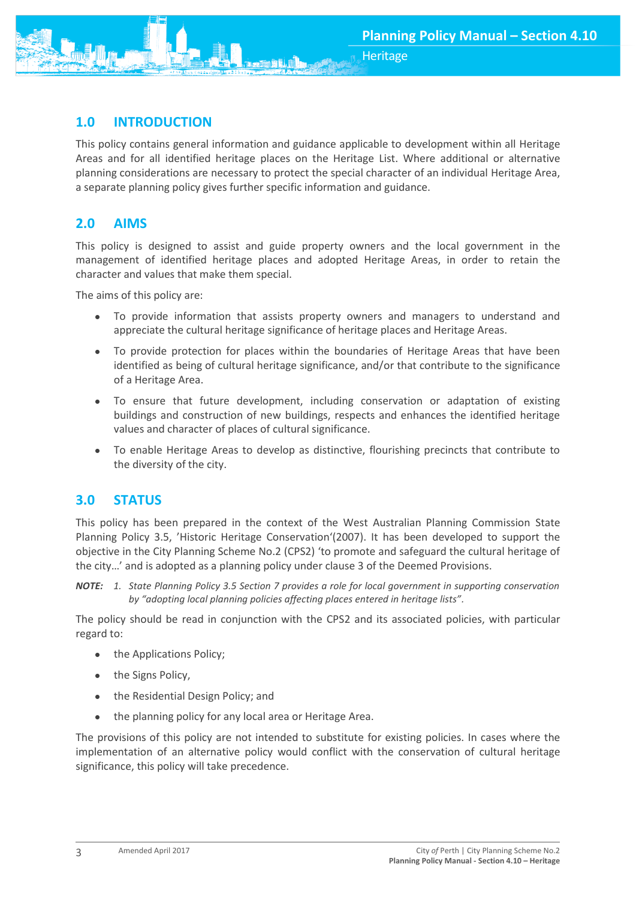## 1.0 INTRODUCTION

This policy contains general information and guidance applicable to development within all Heritage Areas and for all identified heritage places on the Heritage List. Where additional or alternative planning considerations are necessary to protect the special character of an individual Heritage Area, a separate planning policy gives further specific information and guidance.

## 2.0 AIMS

This policy is designed to assist and guide property owners and the local government in the management of identified heritage places and adopted Heritage Areas, in order to retain the character and values that make them special.

The aims of this policy are:

- To provide information that assists property owners and managers to understand and appreciate the cultural heritage significance of heritage places and Heritage Areas.
- To provide protection for places within the boundaries of Heritage Areas that have been identified as being of cultural heritage significance, and/or that contribute to the significance of a Heritage Area.
- To ensure that future development, including conservation or adaptation of existing buildings and construction of new buildings, respects and enhances the identified heritage values and character of places of cultural significance.
- To enable Heritage Areas to develop as distinctive, flourishing precincts that contribute to the diversity of the city.

## 3.0 STATUS

This policy has been prepared in the context of the West Australian Planning Commission State Planning Policy 3.5, 'Historic Heritage Conservation'(2007). It has been developed to support the objective in the City Planning Scheme No.2 (CPS2) 'to promote and safeguard the cultural heritage of the city…' and is adopted as a planning policy under clause 3 of the Deemed Provisions.

***NOTE:*** *1. State Planning Policy 3.5 Section 7 provides a role for local government in supporting conservation by "adopting local planning policies affecting places entered in heritage lists".*

The policy should be read in conjunction with the CPS2 and its associated policies, with particular regard to:

- the Applications Policy;
- the Signs Policy,
- the Residential Design Policy; and
- the planning policy for any local area or Heritage Area.

The provisions of this policy are not intended to substitute for existing policies. In cases where the implementation of an alternative policy would conflict with the conservation of cultural heritage significance, this policy will take precedence.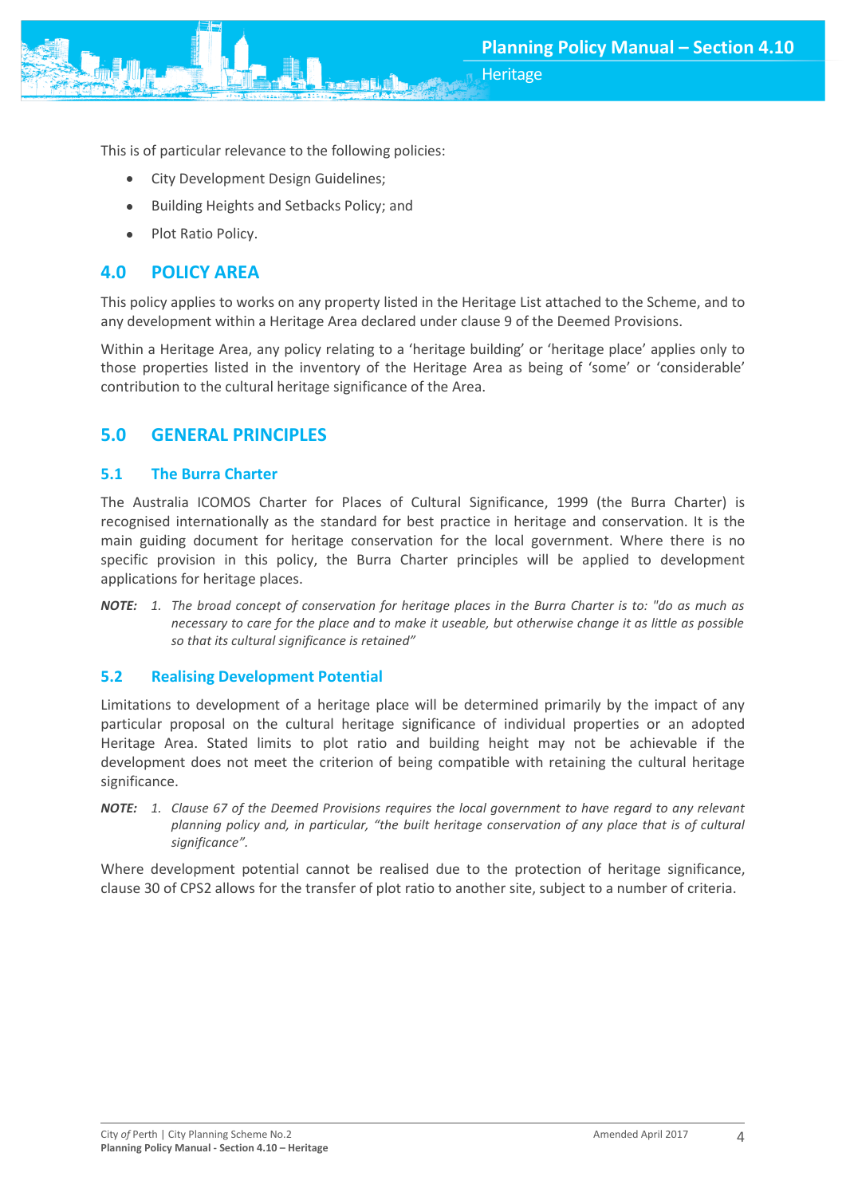This is of particular relevance to the following policies:

- City Development Design Guidelines;
- Building Heights and Setbacks Policy; and
- Plot Ratio Policy.

## 4.0 POLICY AREA

This policy applies to works on any property listed in the Heritage List attached to the Scheme, and to any development within a Heritage Area declared under clause 9 of the Deemed Provisions.

Within a Heritage Area, any policy relating to a 'heritage building' or 'heritage place' applies only to those properties listed in the inventory of the Heritage Area as being of 'some' or 'considerable' contribution to the cultural heritage significance of the Area.

## 5.0 GENERAL PRINCIPLES

### 5.1 The Burra Charter

The Australia ICOMOS Charter for Places of Cultural Significance, 1999 (the Burra Charter) is recognised internationally as the standard for best practice in heritage and conservation. It is the main guiding document for heritage conservation for the local government. Where there is no specific provision in this policy, the Burra Charter principles will be applied to development applications for heritage places.

**NOTE:** 1. *The broad concept of conservation for heritage places in the Burra Charter is to: "do as much as necessary to care for the place and to make it useable, but otherwise change it as little as possible so that its cultural significance is retained"*

### 5.2 Realising Development Potential

Limitations to development of a heritage place will be determined primarily by the impact of any particular proposal on the cultural heritage significance of individual properties or an adopted Heritage Area. Stated limits to plot ratio and building height may not be achievable if the development does not meet the criterion of being compatible with retaining the cultural heritage significance.

**NOTE:** 1. *Clause 67 of the Deemed Provisions requires the local government to have regard to any relevant planning policy and, in particular, "the built heritage conservation of any place that is of cultural significance".*

Where development potential cannot be realised due to the protection of heritage significance, clause 30 of CPS2 allows for the transfer of plot ratio to another site, subject to a number of criteria.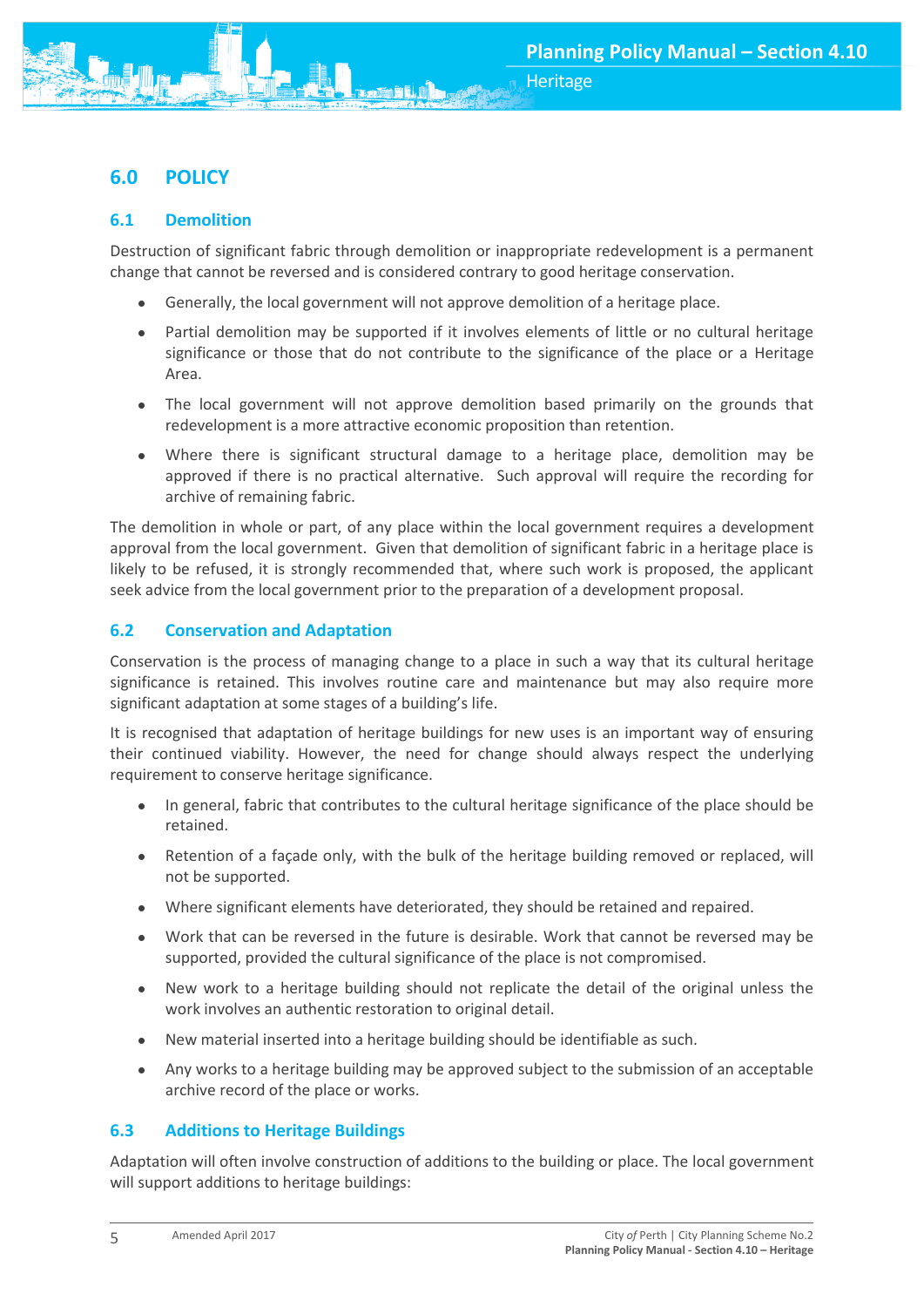## 6.0 POLICY

### 6.1 Demolition

Destruction of significant fabric through demolition or inappropriate redevelopment is a permanent change that cannot be reversed and is considered contrary to good heritage conservation.

- Generally, the local government will not approve demolition of a heritage place.
- Partial demolition may be supported if it involves elements of little or no cultural heritage significance or those that do not contribute to the significance of the place or a Heritage Area.
- The local government will not approve demolition based primarily on the grounds that redevelopment is a more attractive economic proposition than retention.
- Where there is significant structural damage to a heritage place, demolition may be approved if there is no practical alternative. Such approval will require the recording for archive of remaining fabric.

The demolition in whole or part, of any place within the local government requires a development approval from the local government. Given that demolition of significant fabric in a heritage place is likely to be refused, it is strongly recommended that, where such work is proposed, the applicant seek advice from the local government prior to the preparation of a development proposal.

### 6.2 Conservation and Adaptation

Conservation is the process of managing change to a place in such a way that its cultural heritage significance is retained. This involves routine care and maintenance but may also require more significant adaptation at some stages of a building's life.

It is recognised that adaptation of heritage buildings for new uses is an important way of ensuring their continued viability. However, the need for change should always respect the underlying requirement to conserve heritage significance.

- In general, fabric that contributes to the cultural heritage significance of the place should be retained.
- Retention of a façade only, with the bulk of the heritage building removed or replaced, will not be supported.
- Where significant elements have deteriorated, they should be retained and repaired.
- Work that can be reversed in the future is desirable. Work that cannot be reversed may be supported, provided the cultural significance of the place is not compromised.
- New work to a heritage building should not replicate the detail of the original unless the work involves an authentic restoration to original detail.
- New material inserted into a heritage building should be identifiable as such.
- Any works to a heritage building may be approved subject to the submission of an acceptable archive record of the place or works.

### 6.3 Additions to Heritage Buildings

Adaptation will often involve construction of additions to the building or place. The local government will support additions to heritage buildings: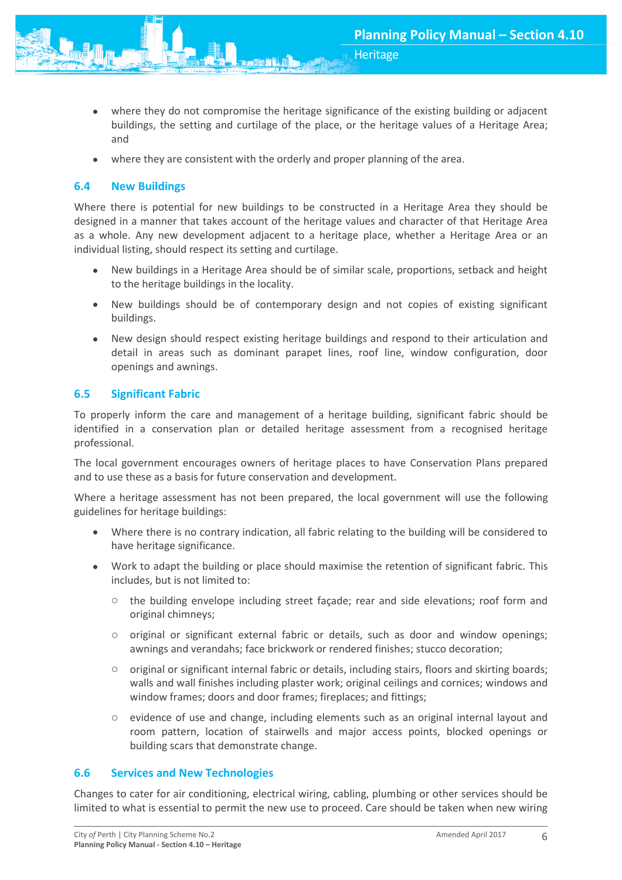- where they do not compromise the heritage significance of the existing building or adjacent buildings, the setting and curtilage of the place, or the heritage values of a Heritage Area; and
- where they are consistent with the orderly and proper planning of the area.

### 6.4 New Buildings

Where there is potential for new buildings to be constructed in a Heritage Area they should be designed in a manner that takes account of the heritage values and character of that Heritage Area as a whole. Any new development adjacent to a heritage place, whether a Heritage Area or an individual listing, should respect its setting and curtilage.

- New buildings in a Heritage Area should be of similar scale, proportions, setback and height to the heritage buildings in the locality.
- New buildings should be of contemporary design and not copies of existing significant buildings.
- New design should respect existing heritage buildings and respond to their articulation and detail in areas such as dominant parapet lines, roof line, window configuration, door openings and awnings.

### 6.5 Significant Fabric

To properly inform the care and management of a heritage building, significant fabric should be identified in a conservation plan or detailed heritage assessment from a recognised heritage professional.

The local government encourages owners of heritage places to have Conservation Plans prepared and to use these as a basis for future conservation and development.

Where a heritage assessment has not been prepared, the local government will use the following guidelines for heritage buildings:

- Where there is no contrary indication, all fabric relating to the building will be considered to have heritage significance.
- Work to adapt the building or place should maximise the retention of significant fabric. This includes, but is not limited to:
  - the building envelope including street façade; rear and side elevations; roof form and original chimneys;
  - original or significant external fabric or details, such as door and window openings; awnings and verandahs; face brickwork or rendered finishes; stucco decoration;
  - original or significant internal fabric or details, including stairs, floors and skirting boards; walls and wall finishes including plaster work; original ceilings and cornices; windows and window frames; doors and door frames; fireplaces; and fittings;
  - evidence of use and change, including elements such as an original internal layout and room pattern, location of stairwells and major access points, blocked openings or building scars that demonstrate change.

### 6.6 Services and New Technologies

Changes to cater for air conditioning, electrical wiring, cabling, plumbing or other services should be limited to what is essential to permit the new use to proceed. Care should be taken when new wiring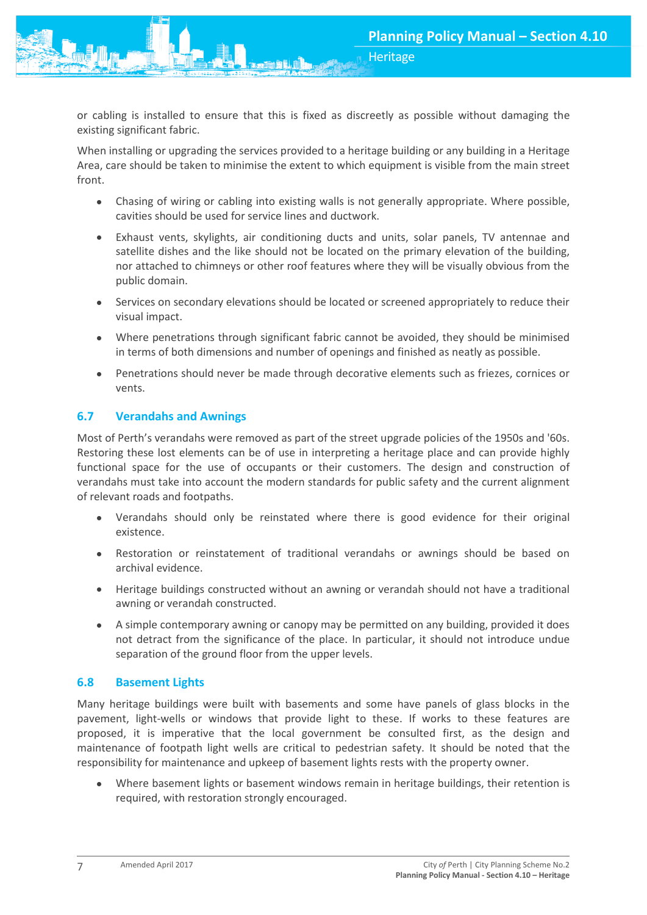or cabling is installed to ensure that this is fixed as discreetly as possible without damaging the existing significant fabric.

When installing or upgrading the services provided to a heritage building or any building in a Heritage Area, care should be taken to minimise the extent to which equipment is visible from the main street front.

- Chasing of wiring or cabling into existing walls is not generally appropriate. Where possible, cavities should be used for service lines and ductwork.
- Exhaust vents, skylights, air conditioning ducts and units, solar panels, TV antennae and satellite dishes and the like should not be located on the primary elevation of the building, nor attached to chimneys or other roof features where they will be visually obvious from the public domain.
- Services on secondary elevations should be located or screened appropriately to reduce their visual impact.
- Where penetrations through significant fabric cannot be avoided, they should be minimised in terms of both dimensions and number of openings and finished as neatly as possible.
- Penetrations should never be made through decorative elements such as friezes, cornices or vents.

## 6.7 Verandahs and Awnings

Most of Perth's verandahs were removed as part of the street upgrade policies of the 1950s and '60s. Restoring these lost elements can be of use in interpreting a heritage place and can provide highly functional space for the use of occupants or their customers. The design and construction of verandahs must take into account the modern standards for public safety and the current alignment of relevant roads and footpaths.

- Verandahs should only be reinstated where there is good evidence for their original existence.
- Restoration or reinstatement of traditional verandahs or awnings should be based on archival evidence.
- Heritage buildings constructed without an awning or verandah should not have a traditional awning or verandah constructed.
- A simple contemporary awning or canopy may be permitted on any building, provided it does not detract from the significance of the place. In particular, it should not introduce undue separation of the ground floor from the upper levels.

## 6.8 Basement Lights

Many heritage buildings were built with basements and some have panels of glass blocks in the pavement, light-wells or windows that provide light to these. If works to these features are proposed, it is imperative that the local government be consulted first, as the design and maintenance of footpath light wells are critical to pedestrian safety. It should be noted that the responsibility for maintenance and upkeep of basement lights rests with the property owner.

- Where basement lights or basement windows remain in heritage buildings, their retention is required, with restoration strongly encouraged.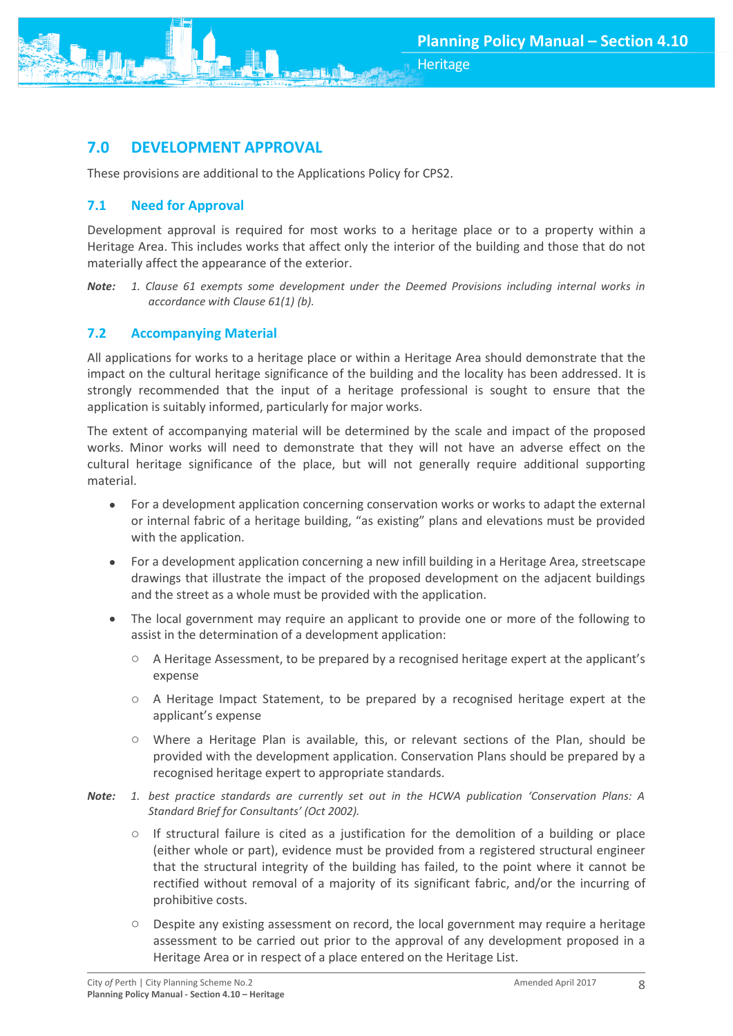## 7.0 DEVELOPMENT APPROVAL

These provisions are additional to the Applications Policy for CPS2.

### 7.1 Need for Approval

Development approval is required for most works to a heritage place or to a property within a Heritage Area. This includes works that affect only the interior of the building and those that do not materially affect the appearance of the exterior.

**Note:** *1. Clause 61 exempts some development under the Deemed Provisions including internal works in accordance with Clause 61(1) (b).*

### 7.2 Accompanying Material

All applications for works to a heritage place or within a Heritage Area should demonstrate that the impact on the cultural heritage significance of the building and the locality has been addressed. It is strongly recommended that the input of a heritage professional is sought to ensure that the application is suitably informed, particularly for major works.

The extent of accompanying material will be determined by the scale and impact of the proposed works. Minor works will need to demonstrate that they will not have an adverse effect on the cultural heritage significance of the place, but will not generally require additional supporting material.

- For a development application concerning conservation works or works to adapt the external or internal fabric of a heritage building, "as existing" plans and elevations must be provided with the application.
- For a development application concerning a new infill building in a Heritage Area, streetscape drawings that illustrate the impact of the proposed development on the adjacent buildings and the street as a whole must be provided with the application.
- The local government may require an applicant to provide one or more of the following to assist in the determination of a development application:
  - A Heritage Assessment, to be prepared by a recognised heritage expert at the applicant's expense
  - A Heritage Impact Statement, to be prepared by a recognised heritage expert at the applicant's expense
  - Where a Heritage Plan is available, this, or relevant sections of the Plan, should be provided with the development application. Conservation Plans should be prepared by a recognised heritage expert to appropriate standards.

**Note:** *1. best practice standards are currently set out in the HCWA publication 'Conservation Plans: A Standard Brief for Consultants' (Oct 2002).*

  - If structural failure is cited as a justification for the demolition of a building or place (either whole or part), evidence must be provided from a registered structural engineer that the structural integrity of the building has failed, to the point where it cannot be rectified without removal of a majority of its significant fabric, and/or the incurring of prohibitive costs.
  - Despite any existing assessment on record, the local government may require a heritage assessment to be carried out prior to the approval of any development proposed in a Heritage Area or in respect of a place entered on the Heritage List.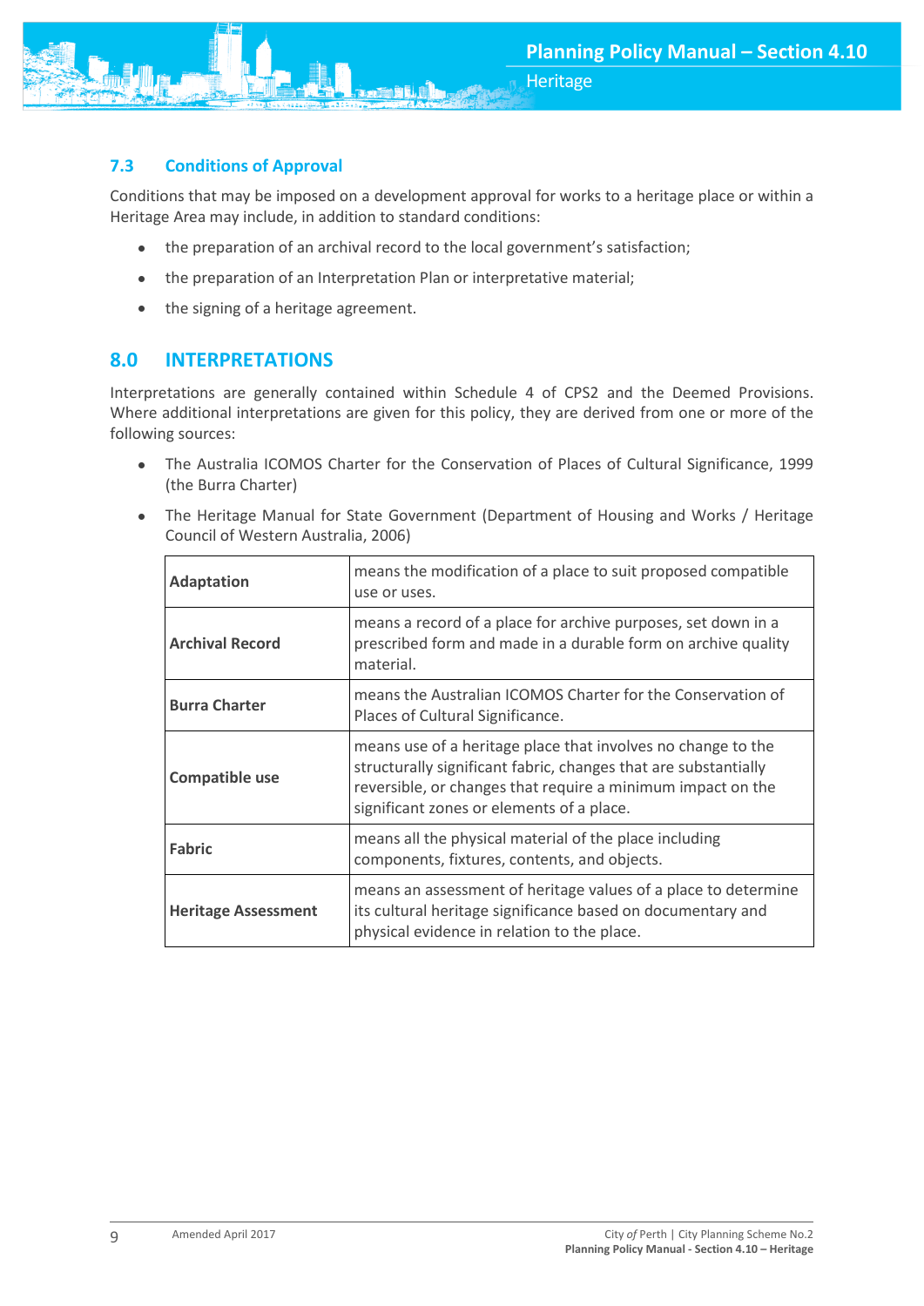### 7.3 Conditions of Approval

Conditions that may be imposed on a development approval for works to a heritage place or within a Heritage Area may include, in addition to standard conditions:

- the preparation of an archival record to the local government's satisfaction;
- the preparation of an Interpretation Plan or interpretative material;
- the signing of a heritage agreement.

## 8.0 INTERPRETATIONS

Interpretations are generally contained within Schedule 4 of CPS2 and the Deemed Provisions. Where additional interpretations are given for this policy, they are derived from one or more of the following sources:

- The Australia ICOMOS Charter for the Conservation of Places of Cultural Significance, 1999 (the Burra Charter)
- The Heritage Manual for State Government (Department of Housing and Works / Heritage Council of Western Australia, 2006)

| | |
|---|---|
| **Adaptation** | means the modification of a place to suit proposed compatible use or uses. |
| **Archival Record** | means a record of a place for archive purposes, set down in a prescribed form and made in a durable form on archive quality material. |
| **Burra Charter** | means the Australian ICOMOS Charter for the Conservation of Places of Cultural Significance. |
| **Compatible use** | means use of a heritage place that involves no change to the structurally significant fabric, changes that are substantially reversible, or changes that require a minimum impact on the significant zones or elements of a place. |
| **Fabric** | means all the physical material of the place including components, fixtures, contents, and objects. |
| **Heritage Assessment** | means an assessment of heritage values of a place to determine its cultural heritage significance based on documentary and physical evidence in relation to the place. |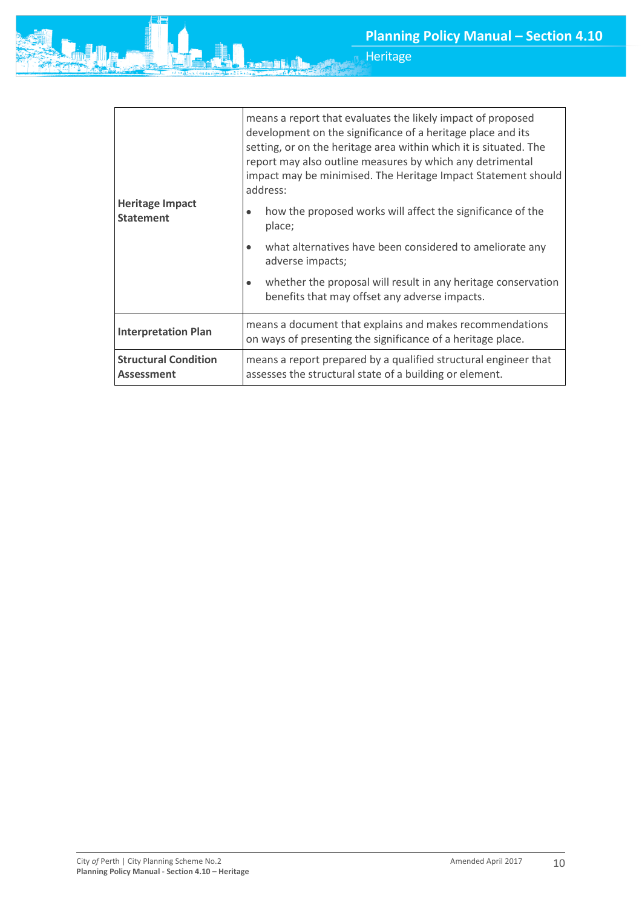| | |
|---|---|
| **Heritage Impact Statement** | means a report that evaluates the likely impact of proposed development on the significance of a heritage place and its setting, or on the heritage area within which it is situated. The report may also outline measures by which any detrimental impact may be minimised. The Heritage Impact Statement should address:<br>• how the proposed works will affect the significance of the place;<br>• what alternatives have been considered to ameliorate any adverse impacts;<br>• whether the proposal will result in any heritage conservation benefits that may offset any adverse impacts. |
| **Interpretation Plan** | means a document that explains and makes recommendations on ways of presenting the significance of a heritage place. |
| **Structural Condition Assessment** | means a report prepared by a qualified structural engineer that assesses the structural state of a building or element. |